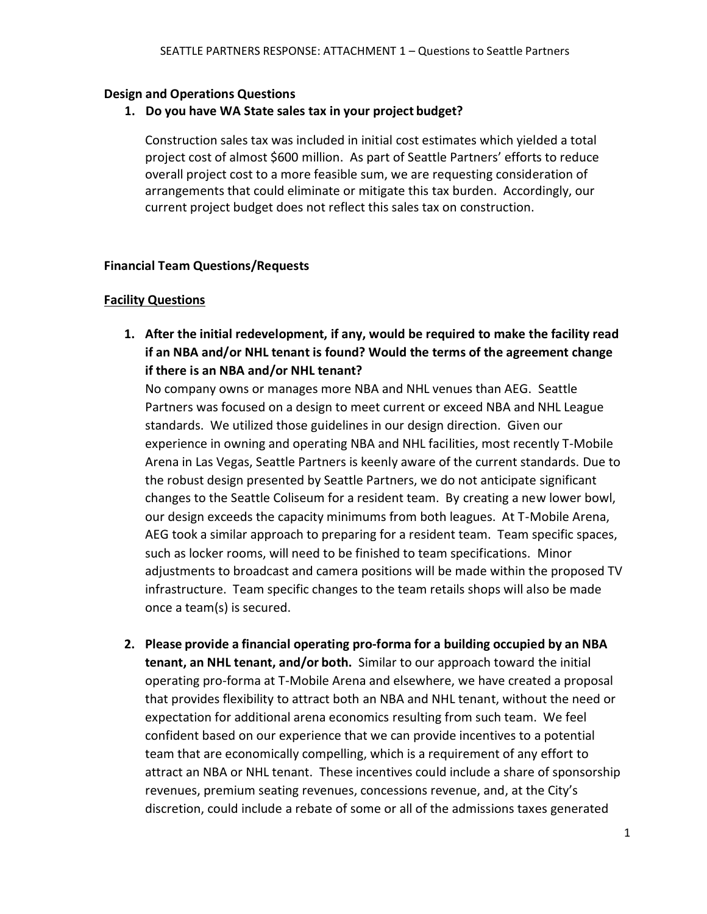SEATTLE PARTNERS RESPONSE: ATTACHMENT 1 – Questions to Seattle Partners

**Design and Operations Questions**

1. **Do you have WA State sales tax in your project budget?**

   Construction sales tax was included in initial cost estimates which yielded a total project cost of almost $600 million. As part of Seattle Partners' efforts to reduce overall project cost to a more feasible sum, we are requesting consideration of arrangements that could eliminate or mitigate this tax burden. Accordingly, our current project budget does not reflect this sales tax on construction.

**Financial Team Questions/Requests**

**Facility Questions**

1. **After the initial redevelopment, if any, would be required to make the facility read if an NBA and/or NHL tenant is found? Would the terms of the agreement change if there is an NBA and/or NHL tenant?**
   No company owns or manages more NBA and NHL venues than AEG. Seattle Partners was focused on a design to meet current or exceed NBA and NHL League standards. We utilized those guidelines in our design direction. Given our experience in owning and operating NBA and NHL facilities, most recently T-Mobile Arena in Las Vegas, Seattle Partners is keenly aware of the current standards. Due to the robust design presented by Seattle Partners, we do not anticipate significant changes to the Seattle Coliseum for a resident team. By creating a new lower bowl, our design exceeds the capacity minimums from both leagues. At T-Mobile Arena, AEG took a similar approach to preparing for a resident team. Team specific spaces, such as locker rooms, will need to be finished to team specifications. Minor adjustments to broadcast and camera positions will be made within the proposed TV infrastructure. Team specific changes to the team retails shops will also be made once a team(s) is secured.

2. **Please provide a financial operating pro-forma for a building occupied by an NBA tenant, an NHL tenant, and/or both.** Similar to our approach toward the initial operating pro-forma at T-Mobile Arena and elsewhere, we have created a proposal that provides flexibility to attract both an NBA and NHL tenant, without the need or expectation for additional arena economics resulting from such team. We feel confident based on our experience that we can provide incentives to a potential team that are economically compelling, which is a requirement of any effort to attract an NBA or NHL tenant. These incentives could include a share of sponsorship revenues, premium seating revenues, concessions revenue, and, at the City's discretion, could include a rebate of some or all of the admissions taxes generated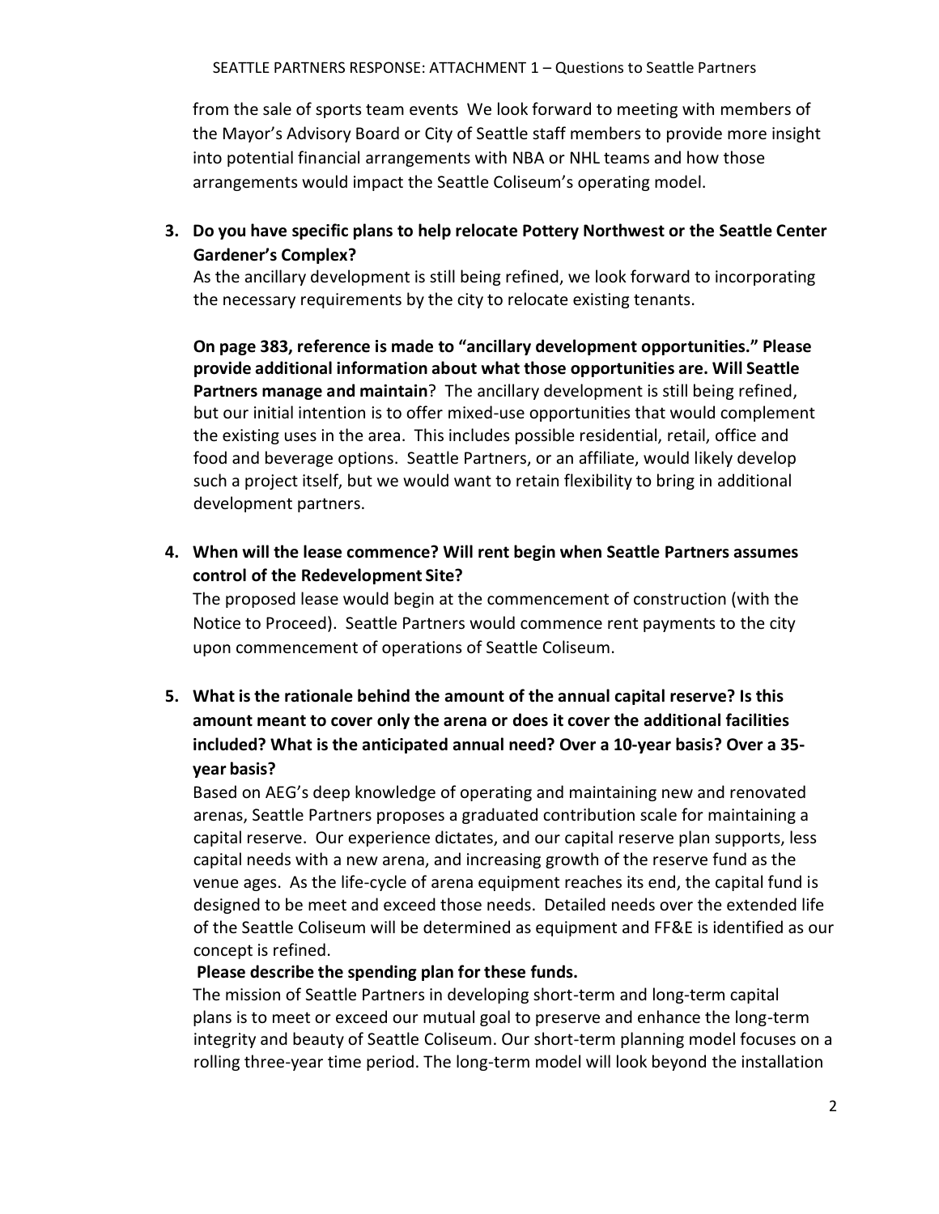from the sale of sports team events We look forward to meeting with members of the Mayor's Advisory Board or City of Seattle staff members to provide more insight into potential financial arrangements with NBA or NHL teams and how those arrangements would impact the Seattle Coliseum's operating model.

3. **Do you have specific plans to help relocate Pottery Northwest or the Seattle Center Gardener's Complex?**
   As the ancillary development is still being refined, we look forward to incorporating the necessary requirements by the city to relocate existing tenants.

   **On page 383, reference is made to "ancillary development opportunities." Please provide additional information about what those opportunities are. Will Seattle Partners manage and maintain**? The ancillary development is still being refined, but our initial intention is to offer mixed-use opportunities that would complement the existing uses in the area. This includes possible residential, retail, office and food and beverage options. Seattle Partners, or an affiliate, would likely develop such a project itself, but we would want to retain flexibility to bring in additional development partners.

4. **When will the lease commence? Will rent begin when Seattle Partners assumes control of the Redevelopment Site?**
   The proposed lease would begin at the commencement of construction (with the Notice to Proceed). Seattle Partners would commence rent payments to the city upon commencement of operations of Seattle Coliseum.

5. **What is the rationale behind the amount of the annual capital reserve? Is this amount meant to cover only the arena or does it cover the additional facilities included? What is the anticipated annual need? Over a 10-year basis? Over a 35-year basis?**
   Based on AEG's deep knowledge of operating and maintaining new and renovated arenas, Seattle Partners proposes a graduated contribution scale for maintaining a capital reserve. Our experience dictates, and our capital reserve plan supports, less capital needs with a new arena, and increasing growth of the reserve fund as the venue ages. As the life-cycle of arena equipment reaches its end, the capital fund is designed to be meet and exceed those needs. Detailed needs over the extended life of the Seattle Coliseum will be determined as equipment and FF&E is identified as our concept is refined.

   **Please describe the spending plan for these funds.**
   The mission of Seattle Partners in developing short-term and long-term capital plans is to meet or exceed our mutual goal to preserve and enhance the long-term integrity and beauty of Seattle Coliseum. Our short-term planning model focuses on a rolling three-year time period. The long-term model will look beyond the installation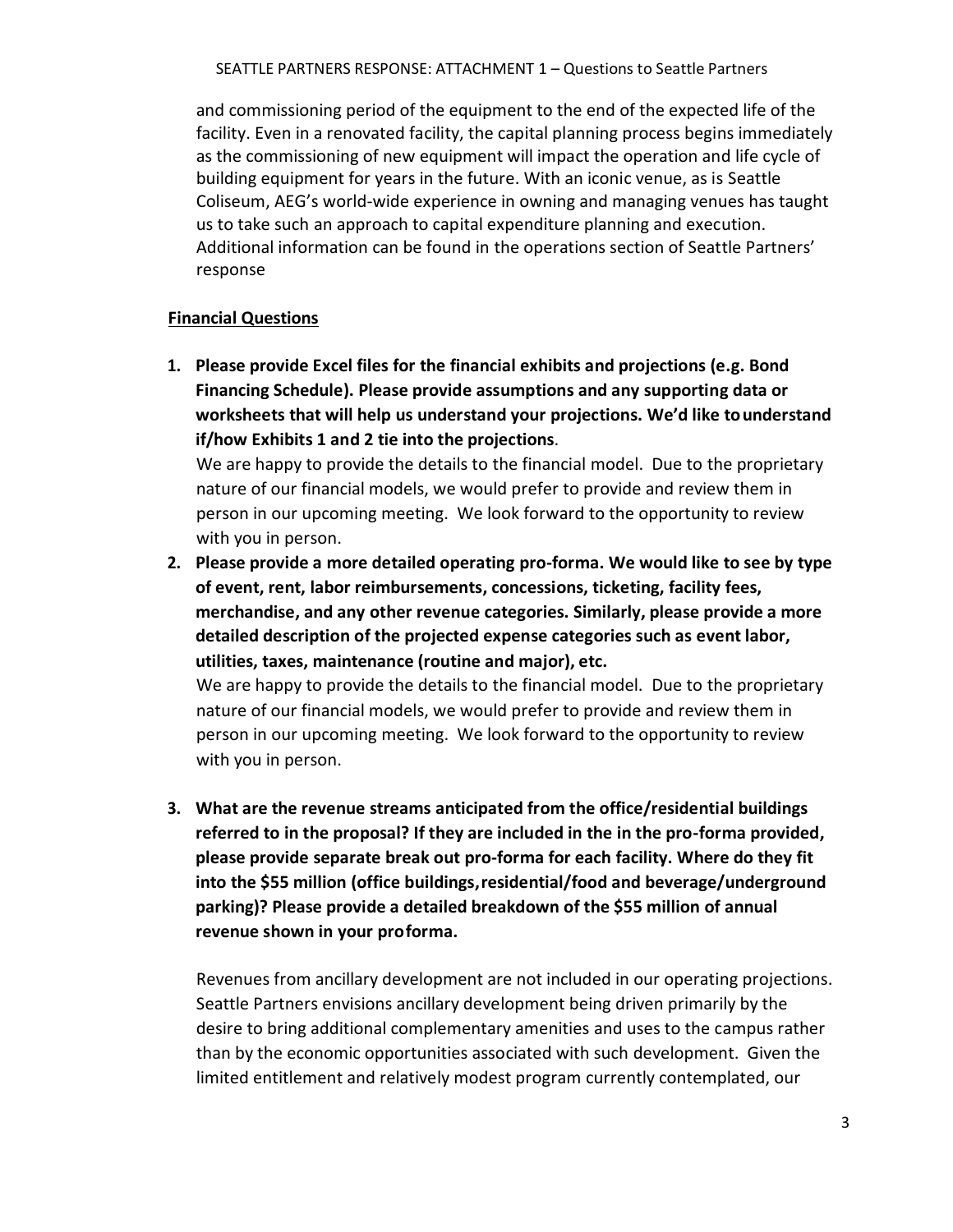and commissioning period of the equipment to the end of the expected life of the facility. Even in a renovated facility, the capital planning process begins immediately as the commissioning of new equipment will impact the operation and life cycle of building equipment for years in the future. With an iconic venue, as is Seattle Coliseum, AEG's world-wide experience in owning and managing venues has taught us to take such an approach to capital expenditure planning and execution. Additional information can be found in the operations section of Seattle Partners' response

**Financial Questions**

1. **Please provide Excel files for the financial exhibits and projections (e.g. Bond Financing Schedule). Please provide assumptions and any supporting data or worksheets that will help us understand your projections. We'd like to understand if/how Exhibits 1 and 2 tie into the projections**.
   We are happy to provide the details to the financial model. Due to the proprietary nature of our financial models, we would prefer to provide and review them in person in our upcoming meeting. We look forward to the opportunity to review with you in person.
2. **Please provide a more detailed operating pro-forma. We would like to see by type of event, rent, labor reimbursements, concessions, ticketing, facility fees, merchandise, and any other revenue categories. Similarly, please provide a more detailed description of the projected expense categories such as event labor, utilities, taxes, maintenance (routine and major), etc.**
   We are happy to provide the details to the financial model. Due to the proprietary nature of our financial models, we would prefer to provide and review them in person in our upcoming meeting. We look forward to the opportunity to review with you in person.
3. **What are the revenue streams anticipated from the office/residential buildings referred to in the proposal? If they are included in the in the pro-forma provided, please provide separate break out pro-forma for each facility. Where do they fit into the $55 million (office buildings, residential/food and beverage/underground parking)? Please provide a detailed breakdown of the $55 million of annual revenue shown in your proforma.**

   Revenues from ancillary development are not included in our operating projections. Seattle Partners envisions ancillary development being driven primarily by the desire to bring additional complementary amenities and uses to the campus rather than by the economic opportunities associated with such development. Given the limited entitlement and relatively modest program currently contemplated, our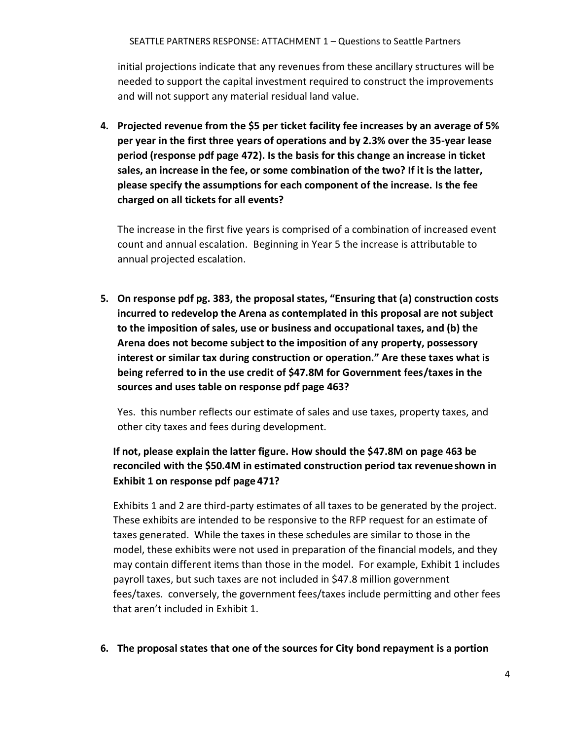initial projections indicate that any revenues from these ancillary structures will be needed to support the capital investment required to construct the improvements and will not support any material residual land value.

4. **Projected revenue from the $5 per ticket facility fee increases by an average of 5% per year in the first three years of operations and by 2.3% over the 35-year lease period (response pdf page 472). Is the basis for this change an increase in ticket sales, an increase in the fee, or some combination of the two? If it is the latter, please specify the assumptions for each component of the increase. Is the fee charged on all tickets for all events?**

   The increase in the first five years is comprised of a combination of increased event count and annual escalation. Beginning in Year 5 the increase is attributable to annual projected escalation.

5. **On response pdf pg. 383, the proposal states, "Ensuring that (a) construction costs incurred to redevelop the Arena as contemplated in this proposal are not subject to the imposition of sales, use or business and occupational taxes, and (b) the Arena does not become subject to the imposition of any property, possessory interest or similar tax during construction or operation." Are these taxes what is being referred to in the use credit of $47.8M for Government fees/taxes in the sources and uses table on response pdf page 463?**

   Yes. this number reflects our estimate of sales and use taxes, property taxes, and other city taxes and fees during development.

   **If not, please explain the latter figure. How should the $47.8M on page 463 be reconciled with the $50.4M in estimated construction period tax revenue shown in Exhibit 1 on response pdf page 471?**

   Exhibits 1 and 2 are third-party estimates of all taxes to be generated by the project. These exhibits are intended to be responsive to the RFP request for an estimate of taxes generated. While the taxes in these schedules are similar to those in the model, these exhibits were not used in preparation of the financial models, and they may contain different items than those in the model. For example, Exhibit 1 includes payroll taxes, but such taxes are not included in $47.8 million government fees/taxes. conversely, the government fees/taxes include permitting and other fees that aren't included in Exhibit 1.

6. **The proposal states that one of the sources for City bond repayment is a portion**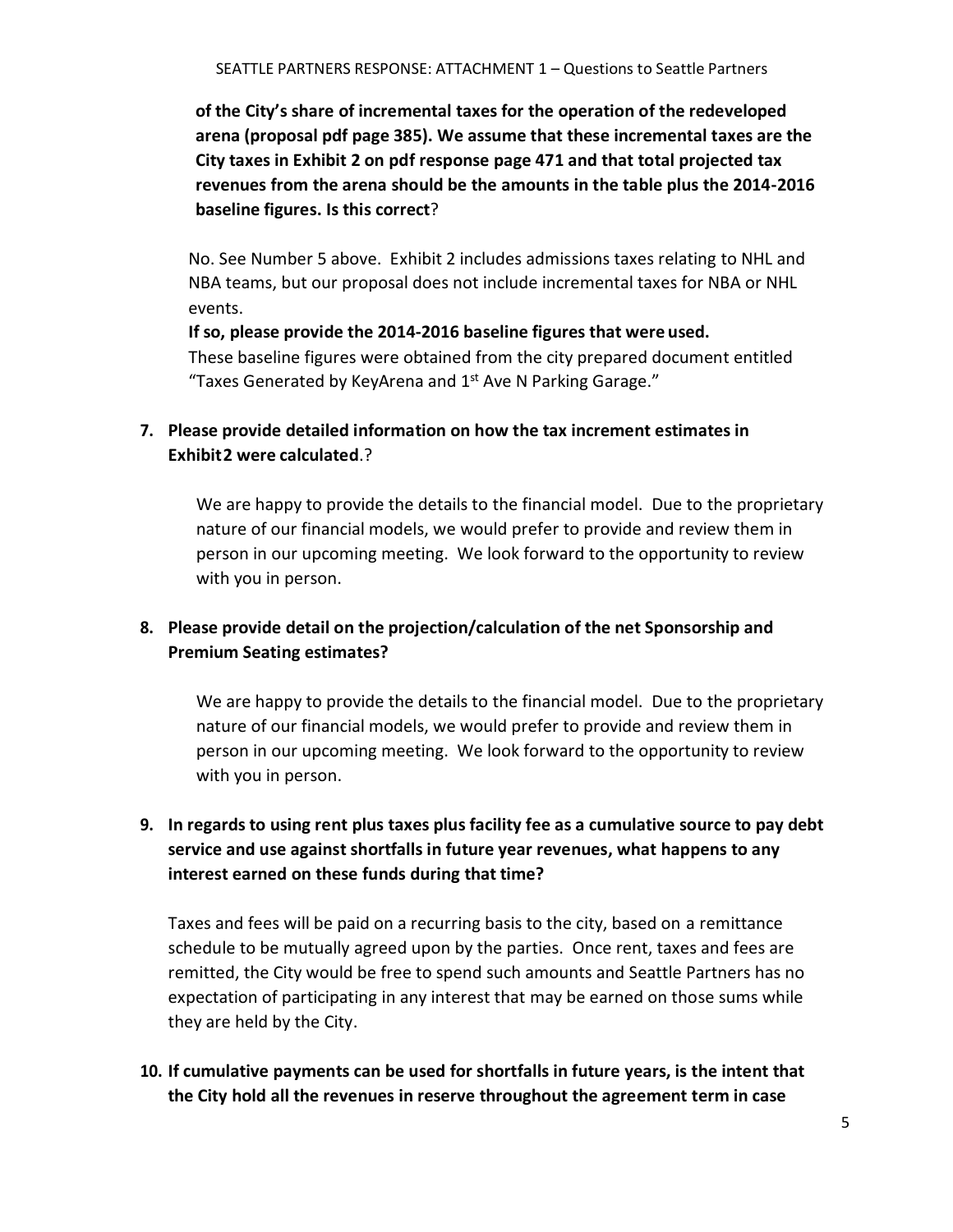**of the City's share of incremental taxes for the operation of the redeveloped arena (proposal pdf page 385). We assume that these incremental taxes are the City taxes in Exhibit 2 on pdf response page 471 and that total projected tax revenues from the arena should be the amounts in the table plus the 2014-2016 baseline figures. Is this correct**?

No. See Number 5 above. Exhibit 2 includes admissions taxes relating to NHL and NBA teams, but our proposal does not include incremental taxes for NBA or NHL events.

**If so, please provide the 2014-2016 baseline figures that were used.**
These baseline figures were obtained from the city prepared document entitled "Taxes Generated by KeyArena and 1st Ave N Parking Garage."

7. **Please provide detailed information on how the tax increment estimates in Exhibit2 were calculated**.?

   We are happy to provide the details to the financial model. Due to the proprietary nature of our financial models, we would prefer to provide and review them in person in our upcoming meeting. We look forward to the opportunity to review with you in person.

8. **Please provide detail on the projection/calculation of the net Sponsorship and Premium Seating estimates?**

   We are happy to provide the details to the financial model. Due to the proprietary nature of our financial models, we would prefer to provide and review them in person in our upcoming meeting. We look forward to the opportunity to review with you in person.

9. **In regards to using rent plus taxes plus facility fee as a cumulative source to pay debt service and use against shortfalls in future year revenues, what happens to any interest earned on these funds during that time?**

   Taxes and fees will be paid on a recurring basis to the city, based on a remittance schedule to be mutually agreed upon by the parties. Once rent, taxes and fees are remitted, the City would be free to spend such amounts and Seattle Partners has no expectation of participating in any interest that may be earned on those sums while they are held by the City.

10. **If cumulative payments can be used for shortfalls in future years, is the intent that the City hold all the revenues in reserve throughout the agreement term in case**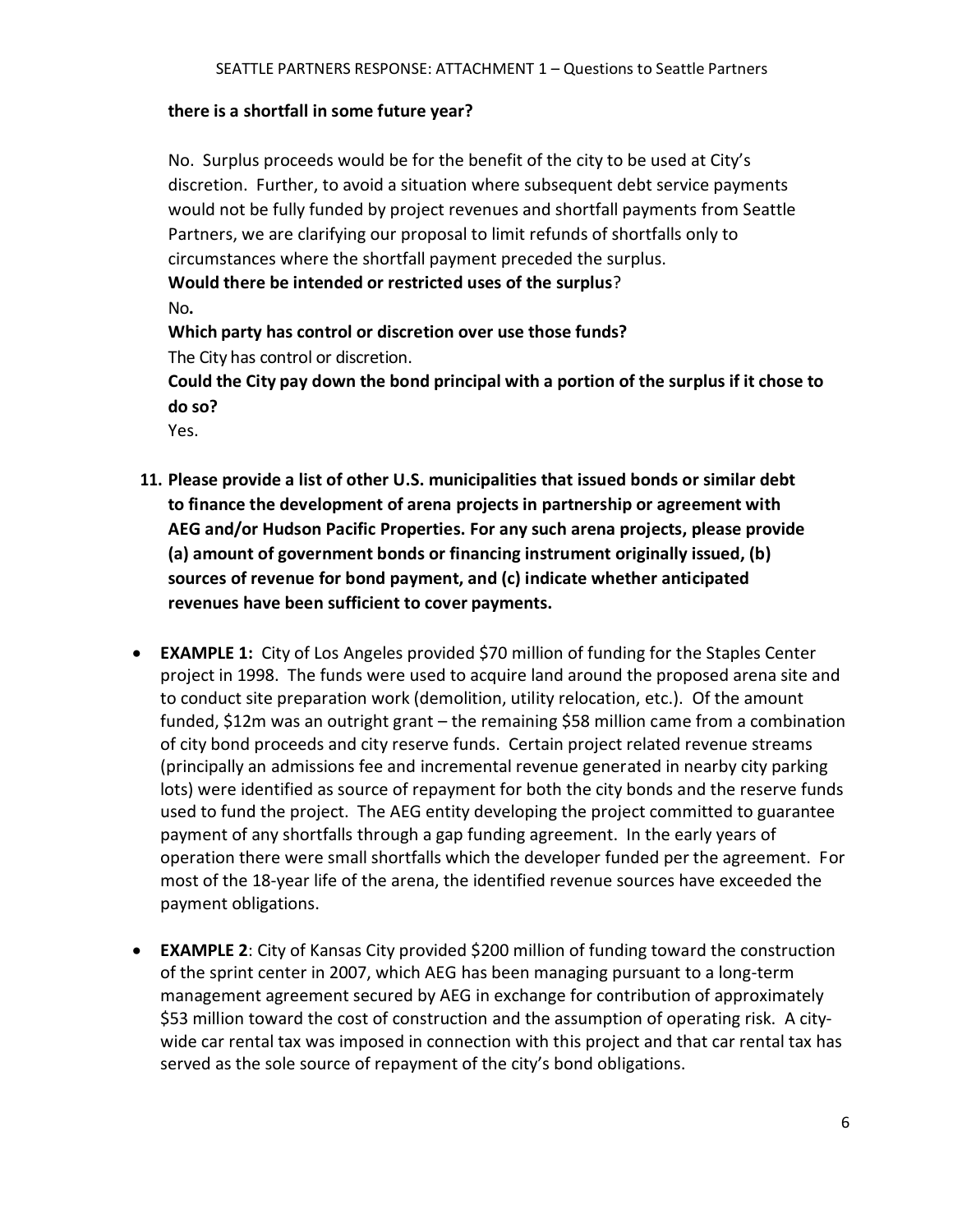**there is a shortfall in some future year?**

No. Surplus proceeds would be for the benefit of the city to be used at City's discretion. Further, to avoid a situation where subsequent debt service payments would not be fully funded by project revenues and shortfall payments from Seattle Partners, we are clarifying our proposal to limit refunds of shortfalls only to circumstances where the shortfall payment preceded the surplus.

**Would there be intended or restricted uses of the surplus**?

No.

**Which party has control or discretion over use those funds?**

The City has control or discretion.

**Could the City pay down the bond principal with a portion of the surplus if it chose to do so?**

Yes.

**11. Please provide a list of other U.S. municipalities that issued bonds or similar debt to finance the development of arena projects in partnership or agreement with AEG and/or Hudson Pacific Properties. For any such arena projects, please provide (a) amount of government bonds or financing instrument originally issued, (b) sources of revenue for bond payment, and (c) indicate whether anticipated revenues have been sufficient to cover payments.**

- **EXAMPLE 1:** City of Los Angeles provided $70 million of funding for the Staples Center project in 1998. The funds were used to acquire land around the proposed arena site and to conduct site preparation work (demolition, utility relocation, etc.). Of the amount funded, $12m was an outright grant – the remaining $58 million came from a combination of city bond proceeds and city reserve funds. Certain project related revenue streams (principally an admissions fee and incremental revenue generated in nearby city parking lots) were identified as source of repayment for both the city bonds and the reserve funds used to fund the project. The AEG entity developing the project committed to guarantee payment of any shortfalls through a gap funding agreement. In the early years of operation there were small shortfalls which the developer funded per the agreement. For most of the 18-year life of the arena, the identified revenue sources have exceeded the payment obligations.

- **EXAMPLE 2**: City of Kansas City provided $200 million of funding toward the construction of the sprint center in 2007, which AEG has been managing pursuant to a long-term management agreement secured by AEG in exchange for contribution of approximately $53 million toward the cost of construction and the assumption of operating risk. A city-wide car rental tax was imposed in connection with this project and that car rental tax has served as the sole source of repayment of the city's bond obligations.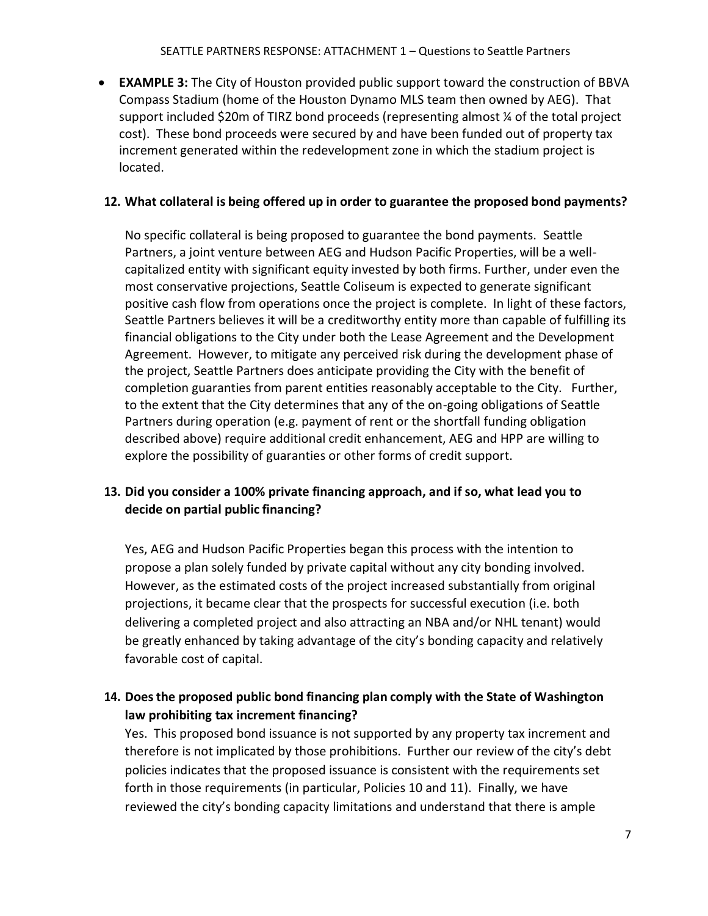- **EXAMPLE 3:** The City of Houston provided public support toward the construction of BBVA Compass Stadium (home of the Houston Dynamo MLS team then owned by AEG). That support included $20m of TIRZ bond proceeds (representing almost ¼ of the total project cost). These bond proceeds were secured by and have been funded out of property tax increment generated within the redevelopment zone in which the stadium project is located.

**12. What collateral is being offered up in order to guarantee the proposed bond payments?**

No specific collateral is being proposed to guarantee the bond payments. Seattle Partners, a joint venture between AEG and Hudson Pacific Properties, will be a well-capitalized entity with significant equity invested by both firms. Further, under even the most conservative projections, Seattle Coliseum is expected to generate significant positive cash flow from operations once the project is complete. In light of these factors, Seattle Partners believes it will be a creditworthy entity more than capable of fulfilling its financial obligations to the City under both the Lease Agreement and the Development Agreement. However, to mitigate any perceived risk during the development phase of the project, Seattle Partners does anticipate providing the City with the benefit of completion guaranties from parent entities reasonably acceptable to the City. Further, to the extent that the City determines that any of the on-going obligations of Seattle Partners during operation (e.g. payment of rent or the shortfall funding obligation described above) require additional credit enhancement, AEG and HPP are willing to explore the possibility of guaranties or other forms of credit support.

**13. Did you consider a 100% private financing approach, and if so, what lead you to decide on partial public financing?**

Yes, AEG and Hudson Pacific Properties began this process with the intention to propose a plan solely funded by private capital without any city bonding involved. However, as the estimated costs of the project increased substantially from original projections, it became clear that the prospects for successful execution (i.e. both delivering a completed project and also attracting an NBA and/or NHL tenant) would be greatly enhanced by taking advantage of the city's bonding capacity and relatively favorable cost of capital.

**14. Does the proposed public bond financing plan comply with the State of Washington law prohibiting tax increment financing?**

Yes. This proposed bond issuance is not supported by any property tax increment and therefore is not implicated by those prohibitions. Further our review of the city's debt policies indicates that the proposed issuance is consistent with the requirements set forth in those requirements (in particular, Policies 10 and 11). Finally, we have reviewed the city's bonding capacity limitations and understand that there is ample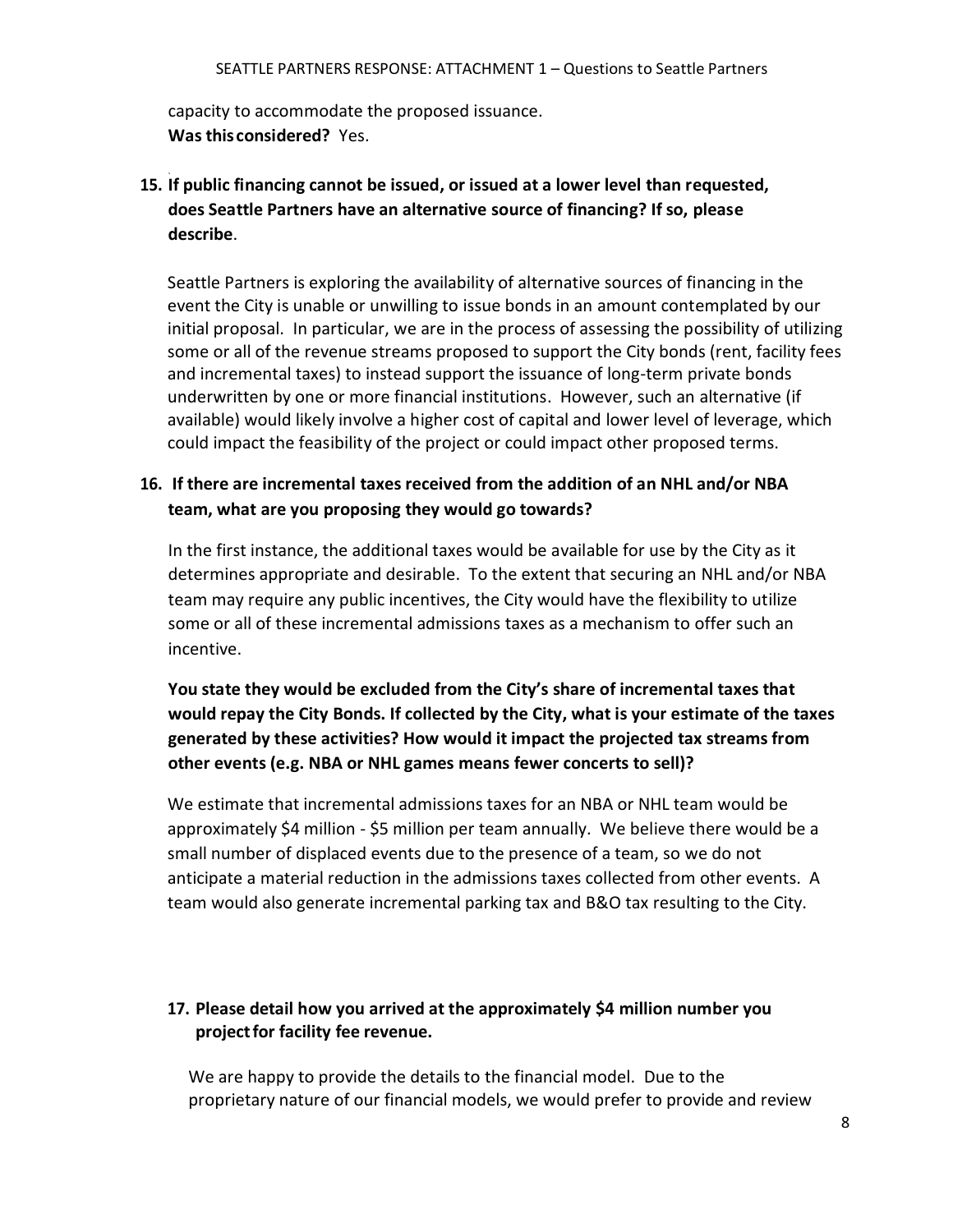capacity to accommodate the proposed issuance.
**Was this considered?** Yes.

**15. If public financing cannot be issued, or issued at a lower level than requested, does Seattle Partners have an alternative source of financing? If so, please describe**.

Seattle Partners is exploring the availability of alternative sources of financing in the event the City is unable or unwilling to issue bonds in an amount contemplated by our initial proposal. In particular, we are in the process of assessing the possibility of utilizing some or all of the revenue streams proposed to support the City bonds (rent, facility fees and incremental taxes) to instead support the issuance of long-term private bonds underwritten by one or more financial institutions. However, such an alternative (if available) would likely involve a higher cost of capital and lower level of leverage, which could impact the feasibility of the project or could impact other proposed terms.

**16. If there are incremental taxes received from the addition of an NHL and/or NBA team, what are you proposing they would go towards?**

In the first instance, the additional taxes would be available for use by the City as it determines appropriate and desirable. To the extent that securing an NHL and/or NBA team may require any public incentives, the City would have the flexibility to utilize some or all of these incremental admissions taxes as a mechanism to offer such an incentive.

**You state they would be excluded from the City's share of incremental taxes that would repay the City Bonds. If collected by the City, what is your estimate of the taxes generated by these activities? How would it impact the projected tax streams from other events (e.g. NBA or NHL games means fewer concerts to sell)?**

We estimate that incremental admissions taxes for an NBA or NHL team would be approximately $4 million - $5 million per team annually. We believe there would be a small number of displaced events due to the presence of a team, so we do not anticipate a material reduction in the admissions taxes collected from other events. A team would also generate incremental parking tax and B&O tax resulting to the City.

**17. Please detail how you arrived at the approximately $4 million number you project for facility fee revenue.**

We are happy to provide the details to the financial model. Due to the proprietary nature of our financial models, we would prefer to provide and review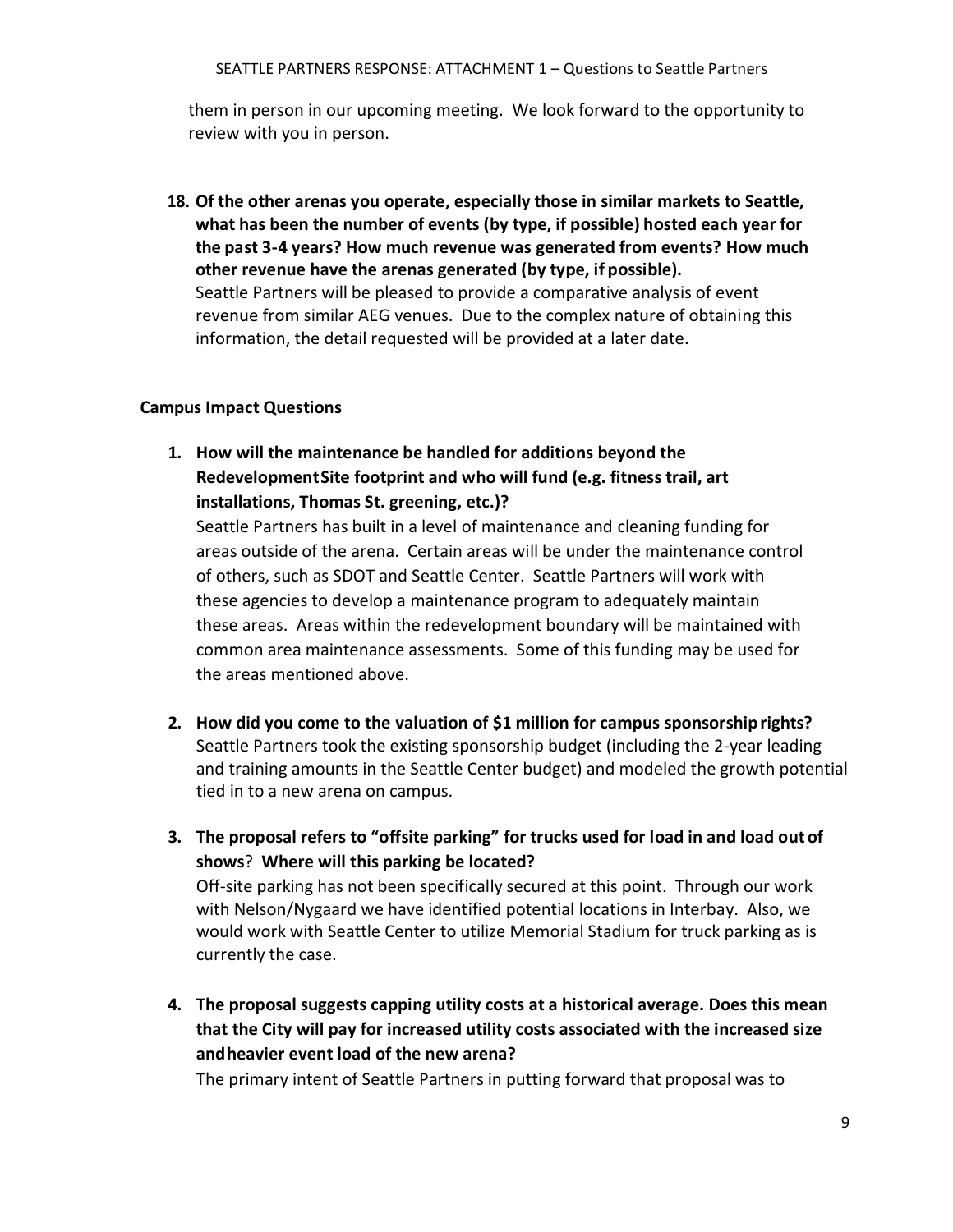them in person in our upcoming meeting. We look forward to the opportunity to review with you in person.

18. **Of the other arenas you operate, especially those in similar markets to Seattle, what has been the number of events (by type, if possible) hosted each year for the past 3-4 years? How much revenue was generated from events? How much other revenue have the arenas generated (by type, if possible).**
    Seattle Partners will be pleased to provide a comparative analysis of event revenue from similar AEG venues. Due to the complex nature of obtaining this information, the detail requested will be provided at a later date.

**Campus Impact Questions**

1. **How will the maintenance be handled for additions beyond the Redevelopment Site footprint and who will fund (e.g. fitness trail, art installations, Thomas St. greening, etc.)?**
   Seattle Partners has built in a level of maintenance and cleaning funding for areas outside of the arena. Certain areas will be under the maintenance control of others, such as SDOT and Seattle Center. Seattle Partners will work with these agencies to develop a maintenance program to adequately maintain these areas. Areas within the redevelopment boundary will be maintained with common area maintenance assessments. Some of this funding may be used for the areas mentioned above.

2. **How did you come to the valuation of $1 million for campus sponsorship rights?**
   Seattle Partners took the existing sponsorship budget (including the 2-year leading and training amounts in the Seattle Center budget) and modeled the growth potential tied in to a new arena on campus.

3. **The proposal refers to "offsite parking" for trucks used for load in and load out of shows? Where will this parking be located?**
   Off-site parking has not been specifically secured at this point. Through our work with Nelson/Nygaard we have identified potential locations in Interbay. Also, we would work with Seattle Center to utilize Memorial Stadium for truck parking as is currently the case.

4. **The proposal suggests capping utility costs at a historical average. Does this mean that the City will pay for increased utility costs associated with the increased size and heavier event load of the new arena?**
   The primary intent of Seattle Partners in putting forward that proposal was to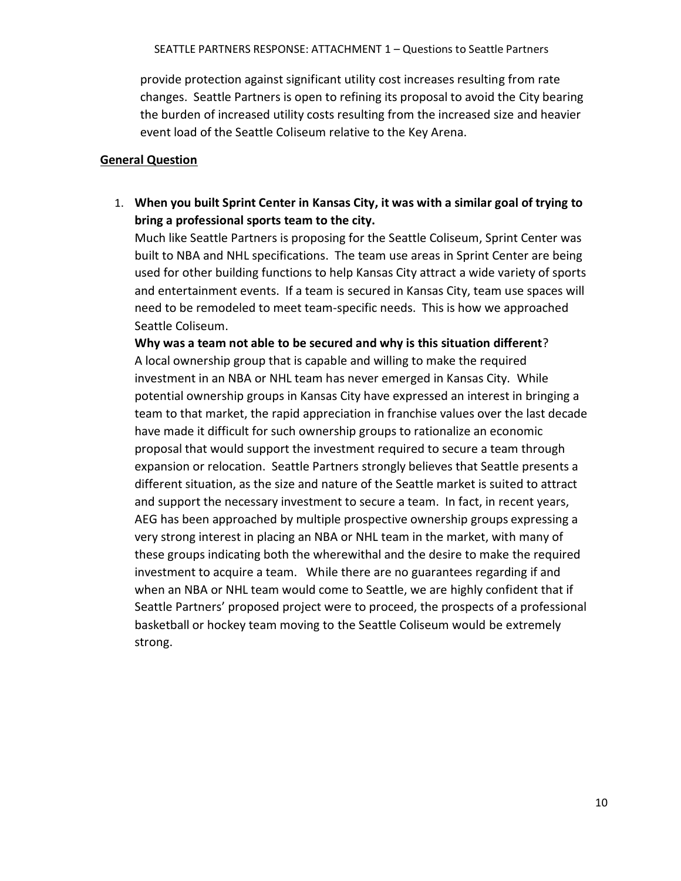provide protection against significant utility cost increases resulting from rate changes. Seattle Partners is open to refining its proposal to avoid the City bearing the burden of increased utility costs resulting from the increased size and heavier event load of the Seattle Coliseum relative to the Key Arena.

## General Question

1. **When you built Sprint Center in Kansas City, it was with a similar goal of trying to bring a professional sports team to the city.**

   Much like Seattle Partners is proposing for the Seattle Coliseum, Sprint Center was built to NBA and NHL specifications. The team use areas in Sprint Center are being used for other building functions to help Kansas City attract a wide variety of sports and entertainment events. If a team is secured in Kansas City, team use spaces will need to be remodeled to meet team-specific needs. This is how we approached Seattle Coliseum.

   **Why was a team not able to be secured and why is this situation different**?

   A local ownership group that is capable and willing to make the required investment in an NBA or NHL team has never emerged in Kansas City. While potential ownership groups in Kansas City have expressed an interest in bringing a team to that market, the rapid appreciation in franchise values over the last decade have made it difficult for such ownership groups to rationalize an economic proposal that would support the investment required to secure a team through expansion or relocation. Seattle Partners strongly believes that Seattle presents a different situation, as the size and nature of the Seattle market is suited to attract and support the necessary investment to secure a team. In fact, in recent years, AEG has been approached by multiple prospective ownership groups expressing a very strong interest in placing an NBA or NHL team in the market, with many of these groups indicating both the wherewithal and the desire to make the required investment to acquire a team. While there are no guarantees regarding if and when an NBA or NHL team would come to Seattle, we are highly confident that if Seattle Partners' proposed project were to proceed, the prospects of a professional basketball or hockey team moving to the Seattle Coliseum would be extremely strong.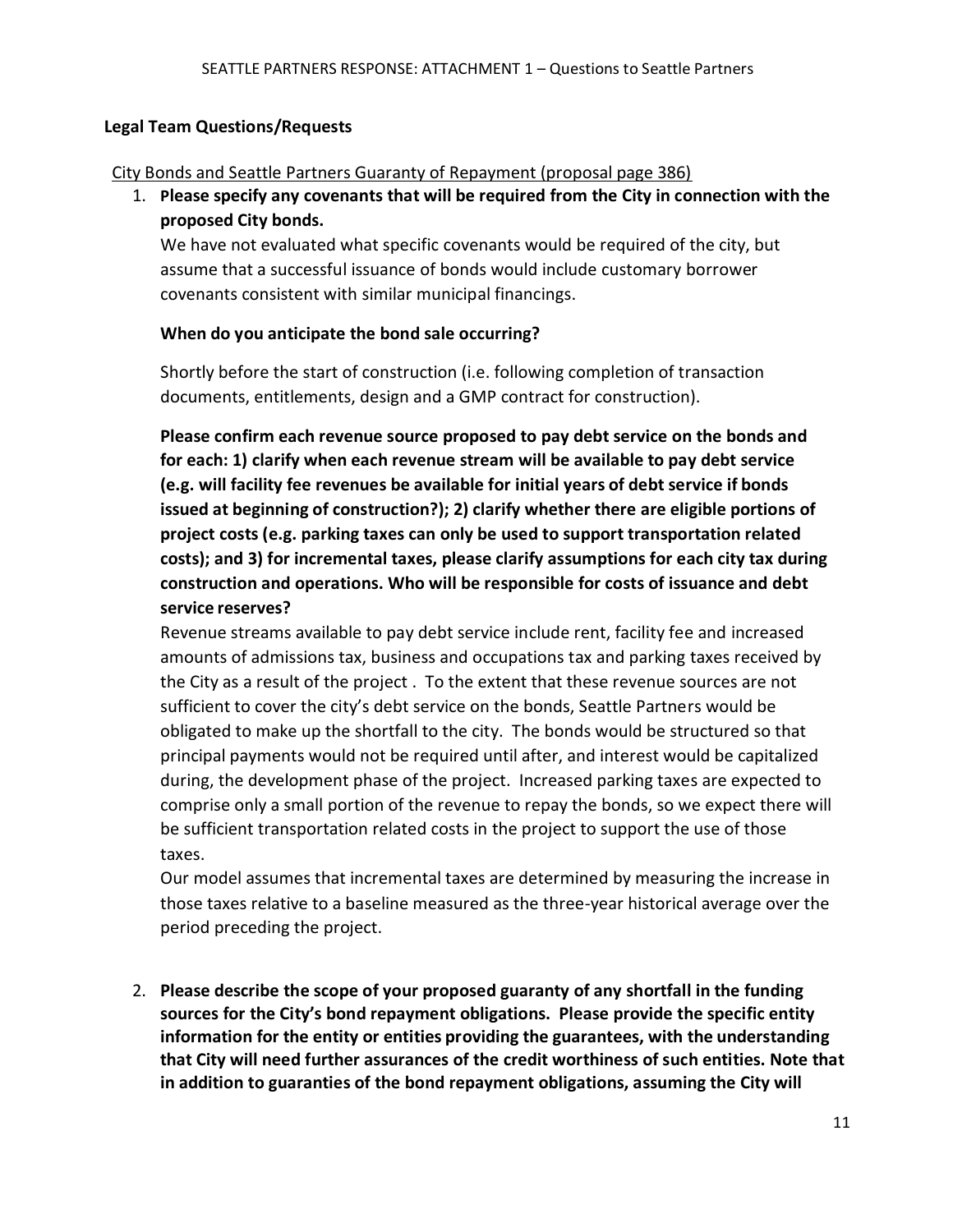### Legal Team Questions/Requests

City Bonds and Seattle Partners Guaranty of Repayment (proposal page 386)

1. **Please specify any covenants that will be required from the City in connection with the proposed City bonds.**

   We have not evaluated what specific covenants would be required of the city, but assume that a successful issuance of bonds would include customary borrower covenants consistent with similar municipal financings.

   **When do you anticipate the bond sale occurring?**

   Shortly before the start of construction (i.e. following completion of transaction documents, entitlements, design and a GMP contract for construction).

   **Please confirm each revenue source proposed to pay debt service on the bonds and for each: 1) clarify when each revenue stream will be available to pay debt service (e.g. will facility fee revenues be available for initial years of debt service if bonds issued at beginning of construction?); 2) clarify whether there are eligible portions of project costs (e.g. parking taxes can only be used to support transportation related costs); and 3) for incremental taxes, please clarify assumptions for each city tax during construction and operations. Who will be responsible for costs of issuance and debt service reserves?**

   Revenue streams available to pay debt service include rent, facility fee and increased amounts of admissions tax, business and occupations tax and parking taxes received by the City as a result of the project . To the extent that these revenue sources are not sufficient to cover the city's debt service on the bonds, Seattle Partners would be obligated to make up the shortfall to the city. The bonds would be structured so that principal payments would not be required until after, and interest would be capitalized during, the development phase of the project. Increased parking taxes are expected to comprise only a small portion of the revenue to repay the bonds, so we expect there will be sufficient transportation related costs in the project to support the use of those taxes.

   Our model assumes that incremental taxes are determined by measuring the increase in those taxes relative to a baseline measured as the three-year historical average over the period preceding the project.

2. **Please describe the scope of your proposed guaranty of any shortfall in the funding sources for the City's bond repayment obligations. Please provide the specific entity information for the entity or entities providing the guarantees, with the understanding that City will need further assurances of the credit worthiness of such entities. Note that in addition to guaranties of the bond repayment obligations, assuming the City will**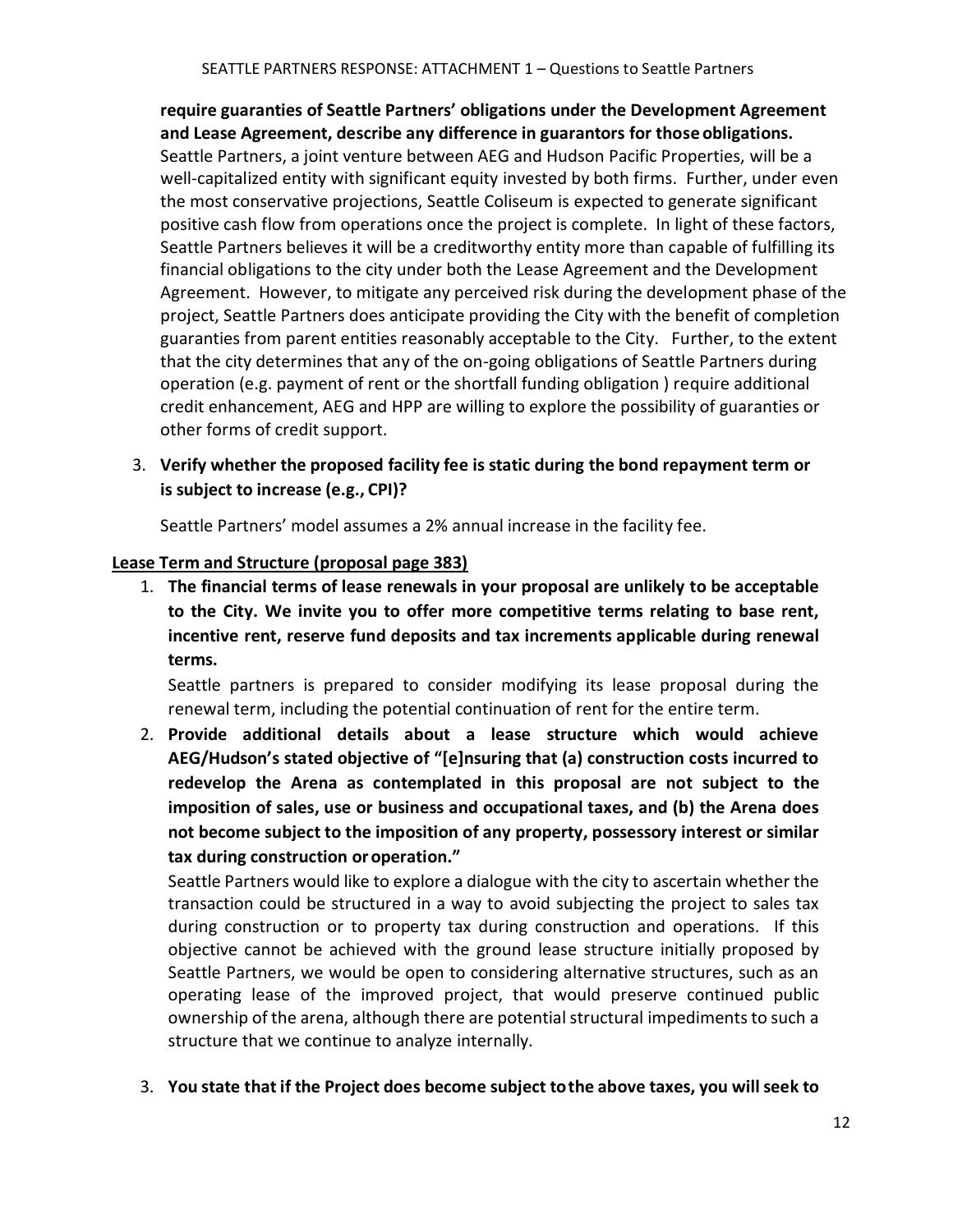**require guaranties of Seattle Partners' obligations under the Development Agreement and Lease Agreement, describe any difference in guarantors for those obligations.**

Seattle Partners, a joint venture between AEG and Hudson Pacific Properties, will be a well-capitalized entity with significant equity invested by both firms. Further, under even the most conservative projections, Seattle Coliseum is expected to generate significant positive cash flow from operations once the project is complete. In light of these factors, Seattle Partners believes it will be a creditworthy entity more than capable of fulfilling its financial obligations to the city under both the Lease Agreement and the Development Agreement. However, to mitigate any perceived risk during the development phase of the project, Seattle Partners does anticipate providing the City with the benefit of completion guaranties from parent entities reasonably acceptable to the City. Further, to the extent that the city determines that any of the on-going obligations of Seattle Partners during operation (e.g. payment of rent or the shortfall funding obligation ) require additional credit enhancement, AEG and HPP are willing to explore the possibility of guaranties or other forms of credit support.

3. **Verify whether the proposed facility fee is static during the bond repayment term or is subject to increase (e.g., CPI)?**

   Seattle Partners' model assumes a 2% annual increase in the facility fee.

**Lease Term and Structure (proposal page 383)**

1. **The financial terms of lease renewals in your proposal are unlikely to be acceptable to the City. We invite you to offer more competitive terms relating to base rent, incentive rent, reserve fund deposits and tax increments applicable during renewal terms.**

   Seattle partners is prepared to consider modifying its lease proposal during the renewal term, including the potential continuation of rent for the entire term.

2. **Provide additional details about a lease structure which would achieve AEG/Hudson's stated objective of "[e]nsuring that (a) construction costs incurred to redevelop the Arena as contemplated in this proposal are not subject to the imposition of sales, use or business and occupational taxes, and (b) the Arena does not become subject to the imposition of any property, possessory interest or similar tax during construction or operation."**

   Seattle Partners would like to explore a dialogue with the city to ascertain whether the transaction could be structured in a way to avoid subjecting the project to sales tax during construction or to property tax during construction and operations. If this objective cannot be achieved with the ground lease structure initially proposed by Seattle Partners, we would be open to considering alternative structures, such as an operating lease of the improved project, that would preserve continued public ownership of the arena, although there are potential structural impediments to such a structure that we continue to analyze internally.

3. **You state that if the Project does become subject to the above taxes, you will seek to**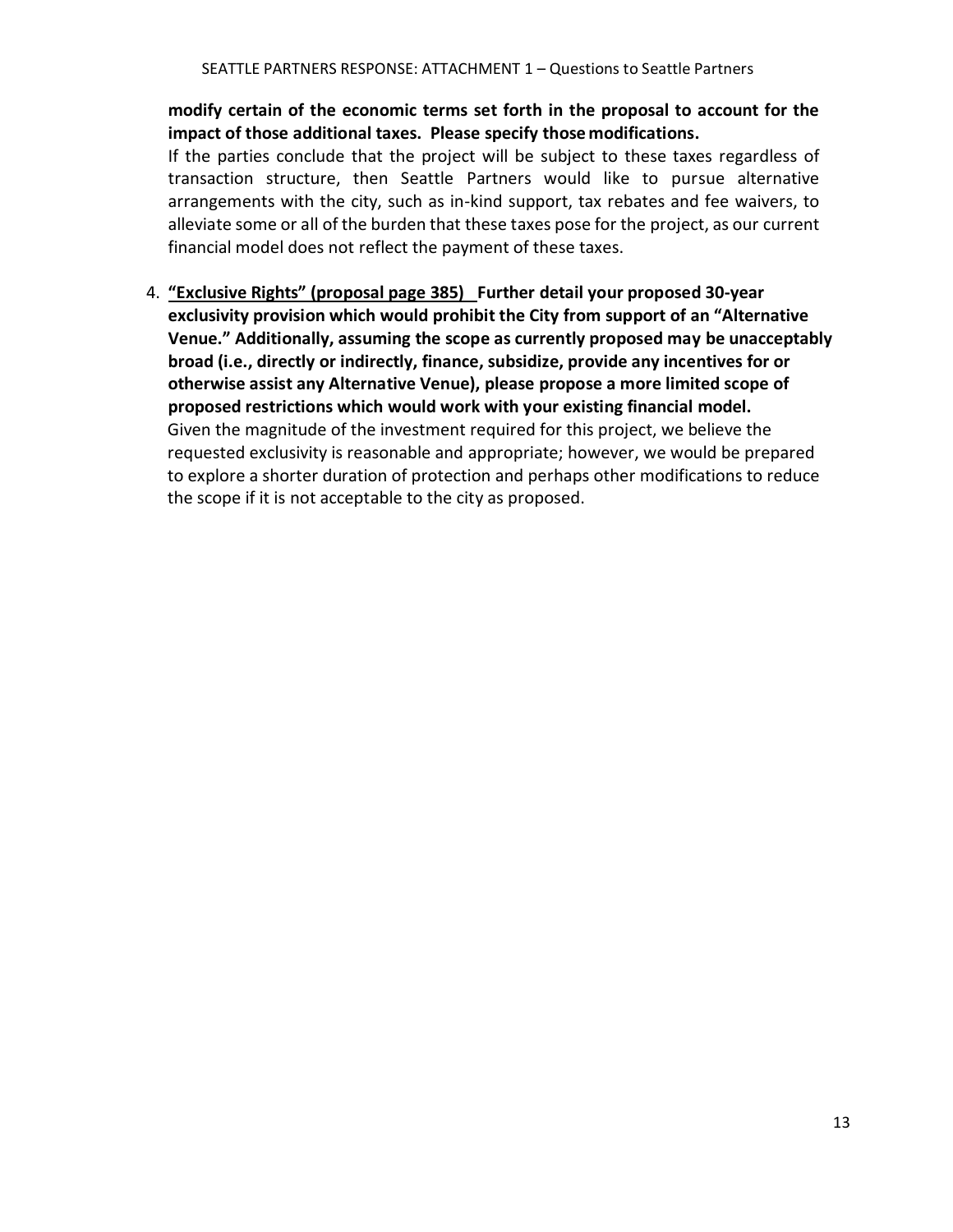**modify certain of the economic terms set forth in the proposal to account for the impact of those additional taxes. Please specify those modifications.**

If the parties conclude that the project will be subject to these taxes regardless of transaction structure, then Seattle Partners would like to pursue alternative arrangements with the city, such as in-kind support, tax rebates and fee waivers, to alleviate some or all of the burden that these taxes pose for the project, as our current financial model does not reflect the payment of these taxes.

4. **<u>"Exclusive Rights" (proposal page 385)</u> Further detail your proposed 30-year exclusivity provision which would prohibit the City from support of an "Alternative Venue." Additionally, assuming the scope as currently proposed may be unacceptably broad (i.e., directly or indirectly, finance, subsidize, provide any incentives for or otherwise assist any Alternative Venue), please propose a more limited scope of proposed restrictions which would work with your existing financial model.**

   Given the magnitude of the investment required for this project, we believe the requested exclusivity is reasonable and appropriate; however, we would be prepared to explore a shorter duration of protection and perhaps other modifications to reduce the scope if it is not acceptable to the city as proposed.